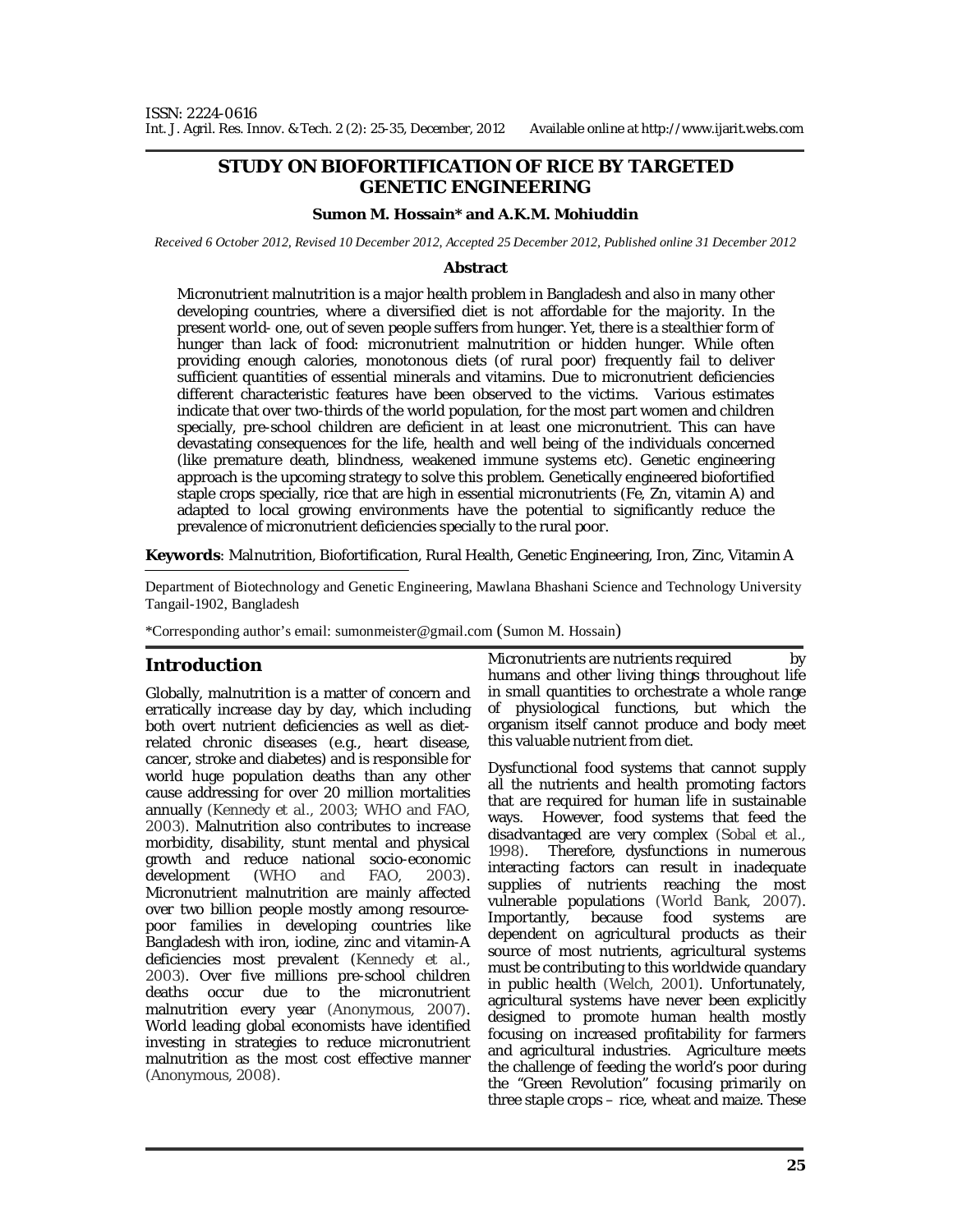# STUDY ON BIOFORTIFICATION OF RICE BY TARGETED GENETIC ENGINEERING

**Sumon M. Hossain* and A.K.M. Mohiuddin**

*Received 6 October 2012, Revised 10 December 2012, Accepted 25 December 2012, Published online 31 December 2012*

**Abstract**

Micronutrient malnutrition is a major health problem in Bangladesh and also in many other developing countries, where a diversified diet is not affordable for the majority. In the present world- one, out of seven people suffers from hunger. Yet, there is a stealthier form of hunger than lack of food: micronutrient malnutrition or hidden hunger. While often providing enough calories, monotonous diets (of rural poor) frequently fail to deliver sufficient quantities of essential minerals and vitamins. Due to micronutrient deficiencies different characteristic features have been observed to the victims. Various estimates indicate that over two-thirds of the world population, for the most part women and children specially, pre-school children are deficient in at least one micronutrient. This can have devastating consequences for the life, health and well being of the individuals concerned (like premature death, blindness, weakened immune systems etc). Genetic engineering approach is the upcoming strategy to solve this problem. Genetically engineered biofortified staple crops specially, rice that are high in essential micronutrients (Fe, Zn, vitamin A) and adapted to local growing environments have the potential to significantly reduce the prevalence of micronutrient deficiencies specially to the rural poor.

**Keywords**: Malnutrition, Biofortification, Rural Health, Genetic Engineering, Iron, Zinc, Vitamin A

Department of Biotechnology and Genetic Engineering, Mawlana Bhashani Science and Technology University Tangail-1902, Bangladesh

*Corresponding author's email: sumonmeister@gmail.com (Sumon M. Hossain)

## Introduction

Globally, malnutrition is a matter of concern and erratically increase day by day, which including both overt nutrient deficiencies as well as diet-related chronic diseases (e.g., heart disease, cancer, stroke and diabetes) and is responsible for world huge population deaths than any other cause addressing for over 20 million mortalities annually (Kennedy et al., 2003; WHO and FAO, 2003). Malnutrition also contributes to increase morbidity, disability, stunt mental and physical growth and reduce national socio-economic development (WHO and FAO, 2003). Micronutrient malnutrition are mainly affected over two billion people mostly among resource-poor families in developing countries like Bangladesh with iron, iodine, zinc and vitamin-A deficiencies most prevalent (Kennedy et al., 2003). Over five millions pre-school children deaths occur due to the micronutrient malnutrition every year (Anonymous, 2007). World leading global economists have identified investing in strategies to reduce micronutrient malnutrition as the most cost effective manner (Anonymous, 2008).

Micronutrients are nutrients required by humans and other living things throughout life in small quantities to orchestrate a whole range of physiological functions, but which the organism itself cannot produce and body meet this valuable nutrient from diet.

Dysfunctional food systems that cannot supply all the nutrients and health promoting factors that are required for human life in sustainable ways. However, food systems that feed the disadvantaged are very complex (Sobal et al., 1998). Therefore, dysfunctions in numerous interacting factors can result in inadequate supplies of nutrients reaching the most vulnerable populations (World Bank, 2007). Importantly, because food systems are dependent on agricultural products as their source of most nutrients, agricultural systems must be contributing to this worldwide quandary in public health (Welch, 2001). Unfortunately, agricultural systems have never been explicitly designed to promote human health mostly focusing on increased profitability for farmers and agricultural industries. Agriculture meets the challenge of feeding the world's poor during the "Green Revolution" focusing primarily on three staple crops – rice, wheat and maize. These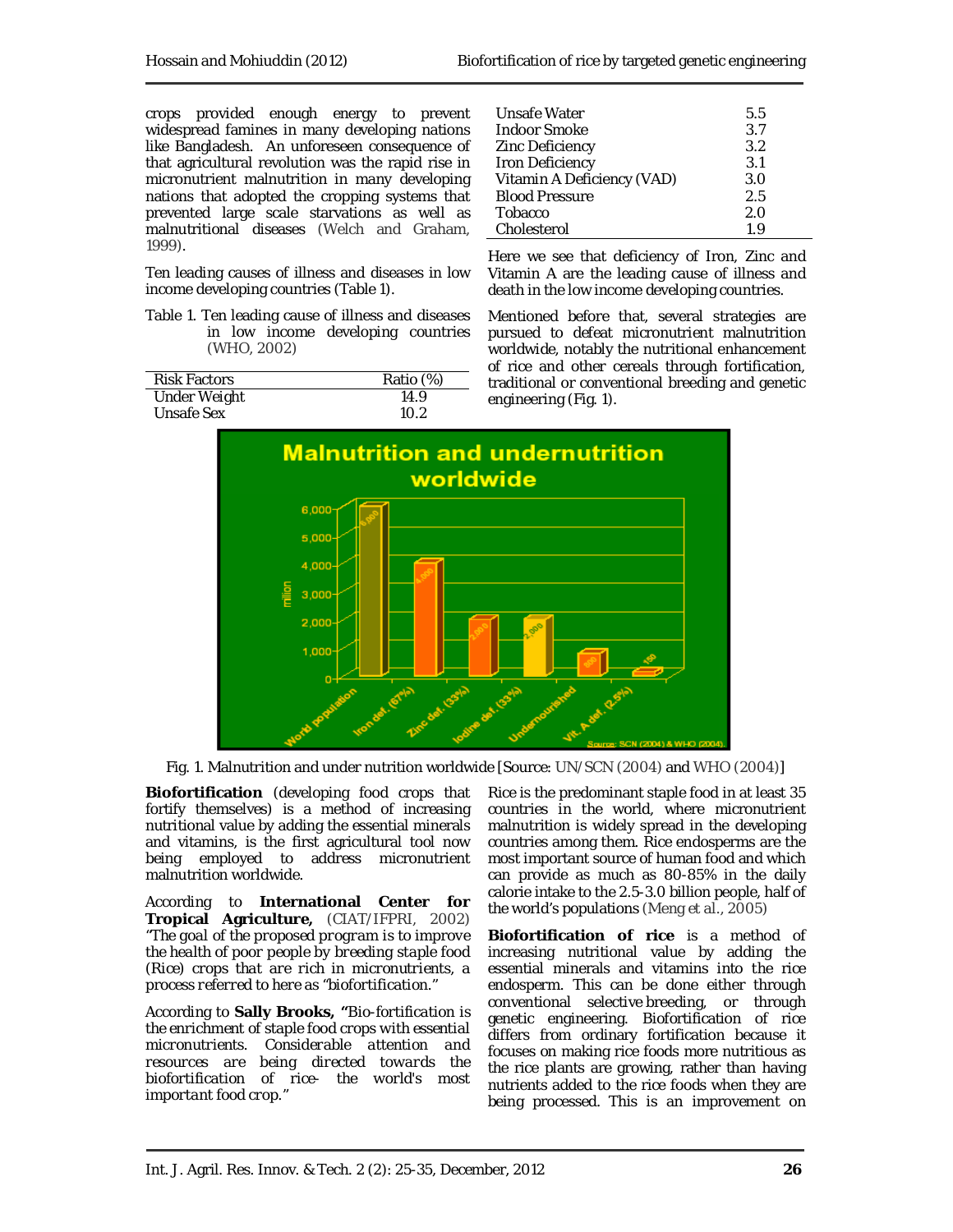crops provided enough energy to prevent widespread famines in many developing nations like Bangladesh. An unforeseen consequence of that agricultural revolution was the rapid rise in micronutrient malnutrition in many developing nations that adopted the cropping systems that prevented large scale starvations as well as malnutritional diseases (Welch and Graham, 1999).

Ten leading causes of illness and diseases in low income developing countries (Table 1).

Table 1. Ten leading cause of illness and diseases in low income developing countries (WHO, 2002)

| Risk Factors | Ratio (%) |
|---|---|
| Under Weight | 14.9 |
| Unsafe Sex | 10.2 |
| Unsafe Water | 5.5 |
| Indoor Smoke | 3.7 |
| Zinc Deficiency | 3.2 |
| Iron Deficiency | 3.1 |
| Vitamin A Deficiency (VAD) | 3.0 |
| Blood Pressure | 2.5 |
| Tobacco | 2.0 |
| Cholesterol | 1.9 |

Here we see that deficiency of Iron, Zinc and Vitamin A are the leading cause of illness and death in the low income developing countries.

Mentioned before that, several strategies are pursued to defeat micronutrient malnutrition worldwide, notably the nutritional enhancement of rice and other cereals through fortification, traditional or conventional breeding and genetic engineering (Fig. 1).

Fig. 1. Malnutrition and under nutrition worldwide [Source: UN/SCN (2004) and WHO (2004)]

**Biofortification** (developing food crops that fortify themselves) is a method of increasing nutritional value by adding the essential minerals and vitamins, is the first agricultural tool now being employed to address micronutrient malnutrition worldwide.

According to **International Center for Tropical Agriculture,** (CIAT/IFPRI, 2002) *"The goal of the proposed program is to improve the health of poor people by breeding staple food (Rice) crops that are rich in micronutrients, a process referred to here as "biofortification."*

According to **Sally Brooks,** *"Bio-fortification is the enrichment of staple food crops with essential micronutrients. Considerable attention and resources are being directed towards the biofortification of rice- the world's most important food crop."*

Rice is the predominant staple food in at least 35 countries in the world, where micronutrient malnutrition is widely spread in the developing countries among them. Rice endosperms are the most important source of human food and which can provide as much as 80-85% in the daily calorie intake to the 2.5-3.0 billion people, half of the world's populations (Meng et al., 2005)

**Biofortification of rice** is a method of increasing nutritional value by adding the essential minerals and vitamins into the rice endosperm. This can be done either through conventional selective breeding, or through genetic engineering. Biofortification of rice differs from ordinary fortification because it focuses on making rice foods more nutritious as the rice plants are growing, rather than having nutrients added to the rice foods when they are being processed. This is an improvement on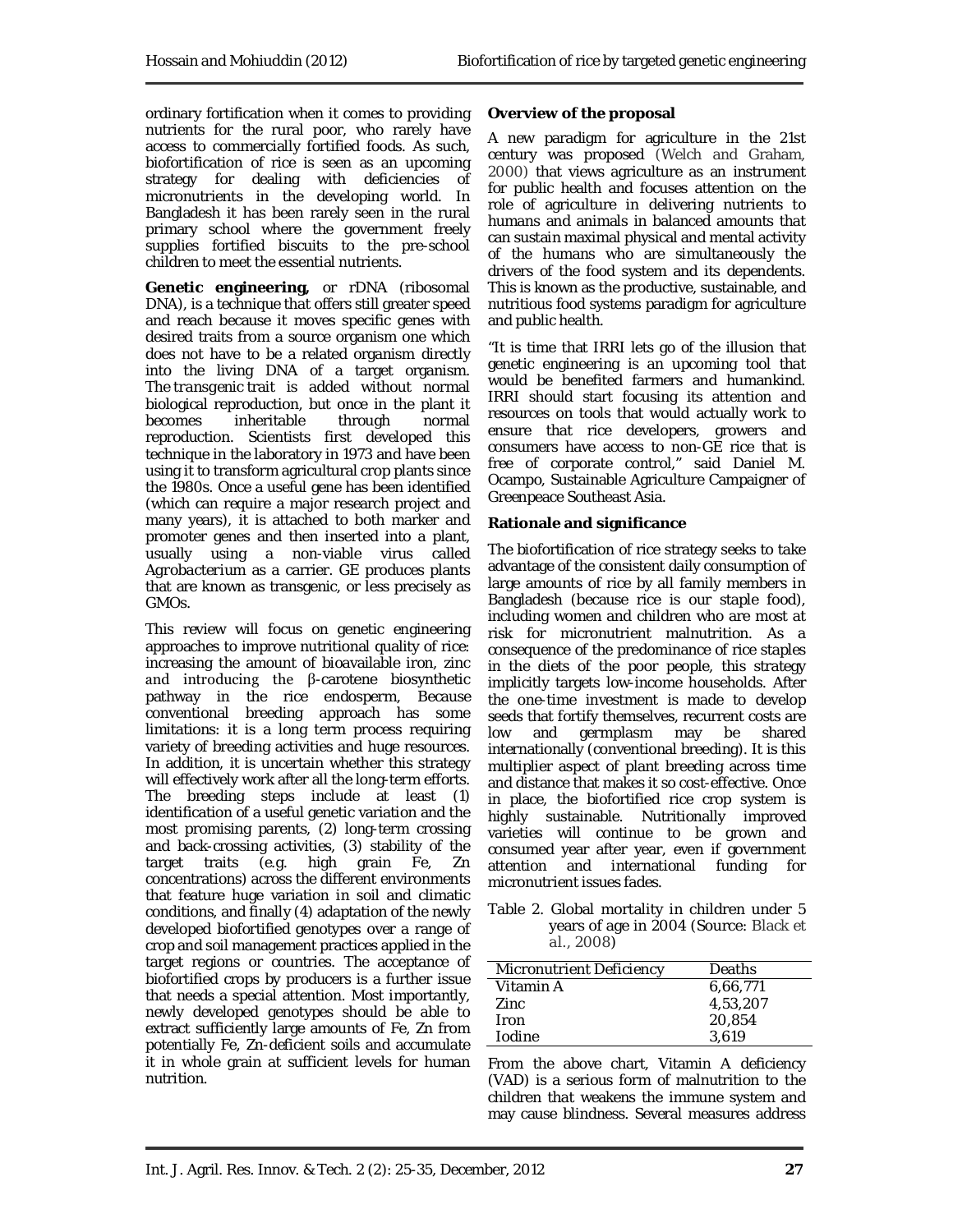ordinary fortification when it comes to providing nutrients for the rural poor, who rarely have access to commercially fortified foods. As such, biofortification of rice is seen as an upcoming strategy for dealing with deficiencies of micronutrients in the developing world. In Bangladesh it has been rarely seen in the rural primary school where the government freely supplies fortified biscuits to the pre-school children to meet the essential nutrients.

**Genetic engineering,** or rDNA (ribosomal DNA), is a technique that offers still greater speed and reach because it moves specific genes with desired traits from a source organism one which does not have to be a related organism directly into the living DNA of a target organism. The *transgenic* trait is added without normal biological reproduction, but once in the plant it becomes inheritable through normal reproduction. Scientists first developed this technique in the laboratory in 1973 and have been using it to transform agricultural crop plants since the 1980s. Once a useful gene has been identified (which can require a major research project and many years), it is attached to both marker and promoter genes and then inserted into a plant, usually using a non-viable virus called *Agrobacterium* as a carrier. GE produces plants that are known as transgenic, or less precisely as GMOs.

This review will focus on genetic engineering approaches to improve nutritional quality of rice: increasing the amount of bioavailable iron, zinc and introducing the β-carotene biosynthetic pathway in the rice endosperm, Because conventional breeding approach has some limitations: it is a long term process requiring variety of breeding activities and huge resources. In addition, it is uncertain whether this strategy will effectively work after all the long-term efforts. The breeding steps include at least (1) identification of a useful genetic variation and the most promising parents, (2) long-term crossing and back-crossing activities, (3) stability of the target traits (e.g. high grain Fe, Zn concentrations) across the different environments that feature huge variation in soil and climatic conditions, and finally (4) adaptation of the newly developed biofortified genotypes over a range of crop and soil management practices applied in the target regions or countries. The acceptance of biofortified crops by producers is a further issue that needs a special attention. Most importantly, newly developed genotypes should be able to extract sufficiently large amounts of Fe, Zn from potentially Fe, Zn-deficient soils and accumulate it in whole grain at sufficient levels for human nutrition.

**Overview of the proposal**

A new paradigm for agriculture in the 21st century was proposed (Welch and Graham, 2000) that views agriculture as an instrument for public health and focuses attention on the role of agriculture in delivering nutrients to humans and animals in balanced amounts that can sustain maximal physical and mental activity of the humans who are simultaneously the drivers of the food system and its dependents. This is known as the productive, sustainable, and nutritious food systems paradigm for agriculture and public health.

"It is time that IRRI lets go of the illusion that genetic engineering is an upcoming tool that would be benefited farmers and humankind. IRRI should start focusing its attention and resources on tools that would actually work to ensure that rice developers, growers and consumers have access to non-GE rice that is free of corporate control," said Daniel M. Ocampo, Sustainable Agriculture Campaigner of Greenpeace Southeast Asia.

**Rationale and significance**

The biofortification of rice strategy seeks to take advantage of the consistent daily consumption of large amounts of rice by all family members in Bangladesh (because rice is our staple food), including women and children who are most at risk for micronutrient malnutrition. As a consequence of the predominance of rice staples in the diets of the poor people, this strategy implicitly targets low-income households. After the one-time investment is made to develop seeds that fortify themselves, recurrent costs are low and germplasm may be shared internationally (conventional breeding). It is this multiplier aspect of plant breeding across time and distance that makes it so cost-effective. Once in place, the biofortified rice crop system is highly sustainable. Nutritionally improved varieties will continue to be grown and consumed year after year, even if government attention and international funding for micronutrient issues fades.

Table 2. Global mortality in children under 5 years of age in 2004 (Source: Black et al., 2008)

| Micronutrient Deficiency | Deaths |
|---|---|
| Vitamin A | 6,66,771 |
| Zinc | 4,53,207 |
| Iron | 20,854 |
| Iodine | 3,619 |

From the above chart, Vitamin A deficiency (VAD) is a serious form of malnutrition to the children that weakens the immune system and may cause blindness. Several measures address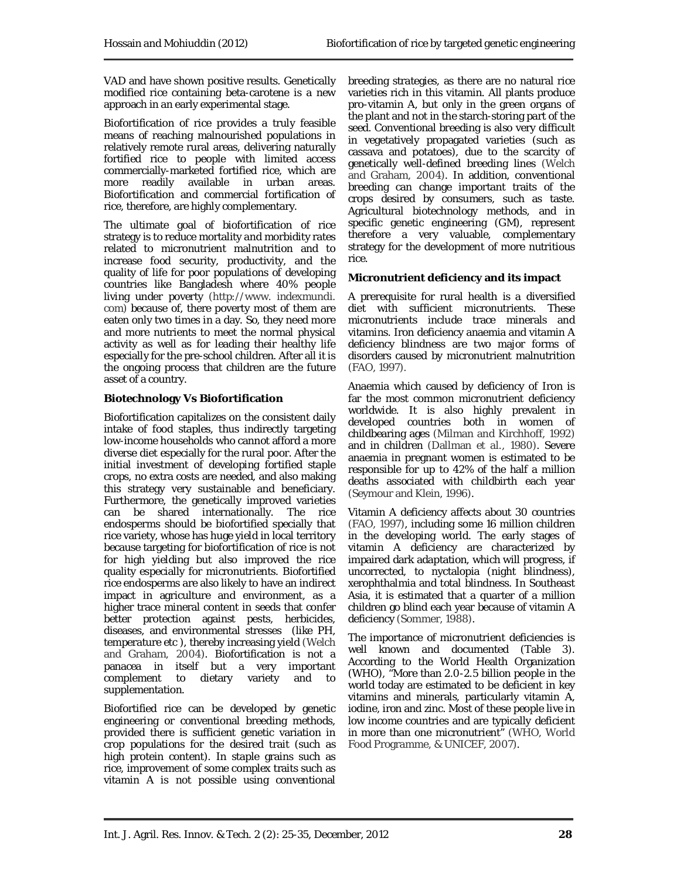VAD and have shown positive results. Genetically modified rice containing beta-carotene is a new approach in an early experimental stage.

Biofortification of rice provides a truly feasible means of reaching malnourished populations in relatively remote rural areas, delivering naturally fortified rice to people with limited access commercially-marketed fortified rice, which are more readily available in urban areas. Biofortification and commercial fortification of rice, therefore, are highly complementary.

The ultimate goal of biofortification of rice strategy is to reduce mortality and morbidity rates related to micronutrient malnutrition and to increase food security, productivity, and the quality of life for poor populations of developing countries like Bangladesh where 40% people living under poverty (http://www. indexmundi. com) because of, there poverty most of them are eaten only two times in a day. So, they need more and more nutrients to meet the normal physical activity as well as for leading their healthy life especially for the pre-school children. After all it is the ongoing process that children are the future asset of a country.

**Biotechnology Vs Biofortification**

Biofortification capitalizes on the consistent daily intake of food staples, thus indirectly targeting low-income households who cannot afford a more diverse diet especially for the rural poor. After the initial investment of developing fortified staple crops, no extra costs are needed, and also making this strategy very sustainable and beneficiary. Furthermore, the genetically improved varieties can be shared internationally. The rice endosperms should be biofortified specially that rice variety, whose has huge yield in local territory because targeting for biofortification of rice is not for high yielding but also improved the rice quality especially for micronutrients. Biofortified rice endosperms are also likely to have an indirect impact in agriculture and environment, as a higher trace mineral content in seeds that confer better protection against pests, herbicides, diseases, and environmental stresses (like PH, temperature etc ), thereby increasing yield (Welch and Graham, 2004). Biofortification is not a panacea in itself but a very important complement to dietary variety and to supplementation.

Biofortified rice can be developed by genetic engineering or conventional breeding methods, provided there is sufficient genetic variation in crop populations for the desired trait (such as high protein content). In staple grains such as rice, improvement of some complex traits such as vitamin A is not possible using conventional breeding strategies, as there are no natural rice varieties rich in this vitamin. All plants produce pro-vitamin A, but only in the green organs of the plant and not in the starch-storing part of the seed. Conventional breeding is also very difficult in vegetatively propagated varieties (such as cassava and potatoes), due to the scarcity of genetically well-defined breeding lines (Welch and Graham, 2004). In addition, conventional breeding can change important traits of the crops desired by consumers, such as taste. Agricultural biotechnology methods, and in specific genetic engineering (GM), represent therefore a very valuable, complementary strategy for the development of more nutritious rice.

**Micronutrient deficiency and its impact**

A prerequisite for rural health is a diversified diet with sufficient micronutrients. These micronutrients include trace minerals and vitamins. Iron deficiency anaemia and vitamin A deficiency blindness are two major forms of disorders caused by micronutrient malnutrition (FAO, 1997).

Anaemia which caused by deficiency of Iron is far the most common micronutrient deficiency worldwide. It is also highly prevalent in developed countries both in women of childbearing ages (Milman and Kirchhoff, 1992) and in children (Dallman et al., 1980). Severe anaemia in pregnant women is estimated to be responsible for up to 42% of the half a million deaths associated with childbirth each year (Seymour and Klein, 1996).

Vitamin A deficiency affects about 30 countries (FAO, 1997), including some 16 million children in the developing world. The early stages of vitamin A deficiency are characterized by impaired dark adaptation, which will progress, if uncorrected, to nyctalopia (night blindness), xerophthalmia and total blindness. In Southeast Asia, it is estimated that a quarter of a million children go blind each year because of vitamin A deficiency (Sommer, 1988).

The importance of micronutrient deficiencies is well known and documented (Table 3). According to the World Health Organization (WHO), "More than 2.0-2.5 billion people in the world today are estimated to be deficient in key vitamins and minerals, particularly vitamin A, iodine, iron and zinc. Most of these people live in low income countries and are typically deficient in more than one micronutrient" (WHO, World Food Programme, & UNICEF, 2007).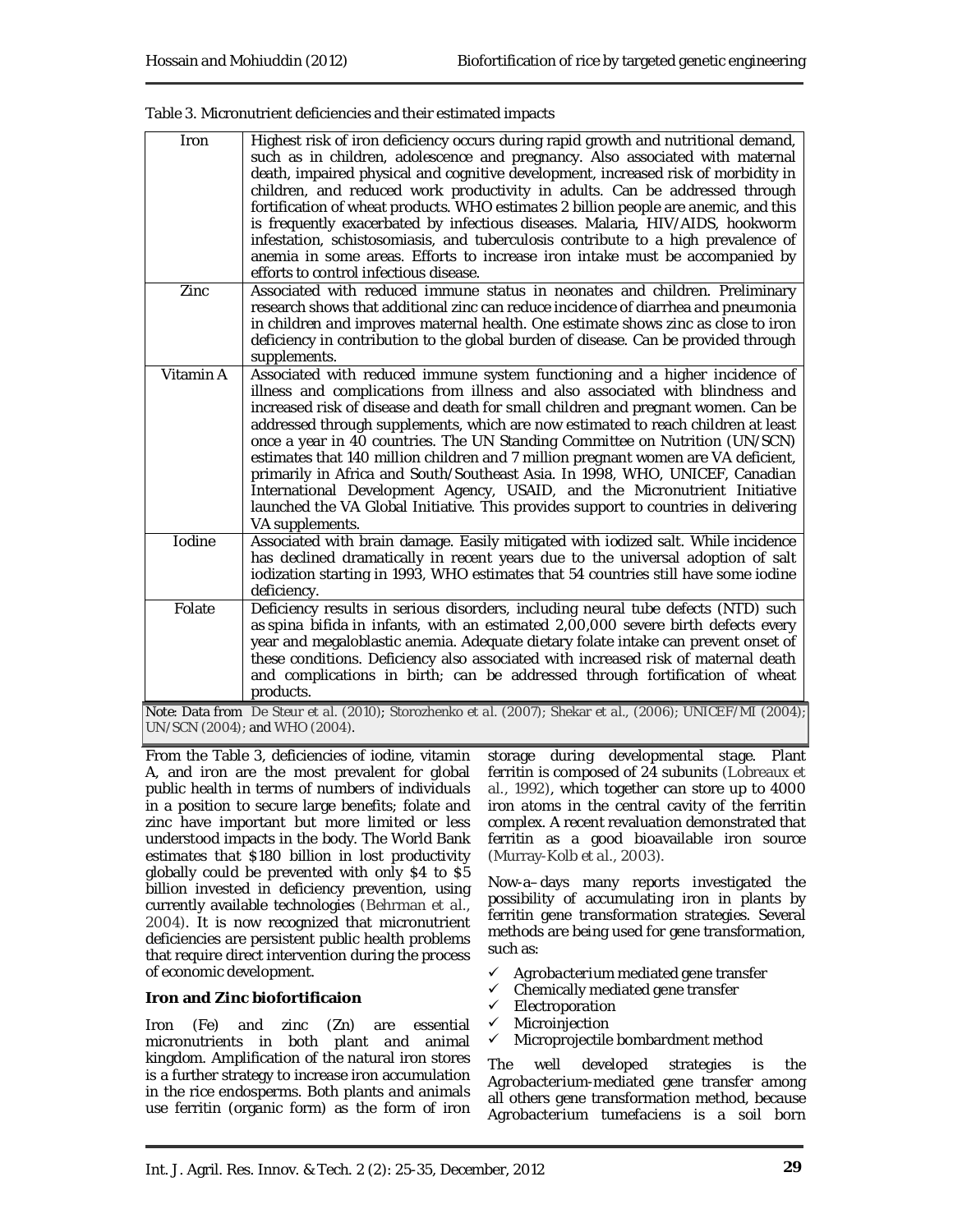Table 3. Micronutrient deficiencies and their estimated impacts

| | |
|---|---|
| Iron | Highest risk of iron deficiency occurs during rapid growth and nutritional demand, such as in children, adolescence and pregnancy. Also associated with maternal death, impaired physical and cognitive development, increased risk of morbidity in children, and reduced work productivity in adults. Can be addressed through fortification of wheat products. WHO estimates 2 billion people are anemic, and this is frequently exacerbated by infectious diseases. Malaria, HIV/AIDS, hookworm infestation, schistosomiasis, and tuberculosis contribute to a high prevalence of anemia in some areas. Efforts to increase iron intake must be accompanied by efforts to control infectious disease. |
| Zinc | Associated with reduced immune status in neonates and children. Preliminary research shows that additional zinc can reduce incidence of diarrhea and pneumonia in children and improves maternal health. One estimate shows zinc as close to iron deficiency in contribution to the global burden of disease. Can be provided through supplements. |
| Vitamin A | Associated with reduced immune system functioning and a higher incidence of illness and complications from illness and also associated with blindness and increased risk of disease and death for small children and pregnant women. Can be addressed through supplements, which are now estimated to reach children at least once a year in 40 countries. The UN Standing Committee on Nutrition (UN/SCN) estimates that 140 million children and 7 million pregnant women are VA deficient, primarily in Africa and South/Southeast Asia. In 1998, WHO, UNICEF, Canadian International Development Agency, USAID, and the Micronutrient Initiative launched the VA Global Initiative. This provides support to countries in delivering VA supplements. |
| Iodine | Associated with brain damage. Easily mitigated with iodized salt. While incidence has declined dramatically in recent years due to the universal adoption of salt iodization starting in 1993, WHO estimates that 54 countries still have some iodine deficiency. |
| Folate | Deficiency results in serious disorders, including neural tube defects (NTD) such as spina bifida in infants, with an estimated 2,00,000 severe birth defects every year and megaloblastic anemia. Adequate dietary folate intake can prevent onset of these conditions. Deficiency also associated with increased risk of maternal death and complications in birth; can be addressed through fortification of wheat products. |

Note: Data from De Steur et al. (2010); Storozhenko et al. (2007); Shekar et al., (2006); UNICEF/MI (2004); UN/SCN (2004); and WHO (2004).

From the Table 3, deficiencies of iodine, vitamin A, and iron are the most prevalent for global public health in terms of numbers of individuals in a position to secure large benefits; folate and zinc have important but more limited or less understood impacts in the body. The World Bank estimates that $180 billion in lost productivity globally could be prevented with only $4 to $5 billion invested in deficiency prevention, using currently available technologies (Behrman et al., 2004). It is now recognized that micronutrient deficiencies are persistent public health problems that require direct intervention during the process of economic development.

**Iron and Zinc biofortificaion**

Iron (Fe) and zinc (Zn) are essential micronutrients in both plant and animal kingdom. Amplification of the natural iron stores is a further strategy to increase iron accumulation in the rice endosperms. Both plants and animals use ferritin (organic form) as the form of iron storage during developmental stage. Plant ferritin is composed of 24 subunits (Lobreaux et al., 1992), which together can store up to 4000 iron atoms in the central cavity of the ferritin complex. A recent revaluation demonstrated that ferritin as a good bioavailable iron source (Murray-Kolb et al., 2003).

Now-a–days many reports investigated the possibility of accumulating iron in plants by ferritin gene transformation strategies. Several methods are being used for gene transformation, such as:

- ✓ *Agrobacterium* mediated gene transfer
- ✓ Chemically mediated gene transfer
- ✓ Electroporation
- ✓ Microinjection
- ✓ Microprojectile bombardment method

The well developed strategies is the Agrobacterium-mediated gene transfer among all others gene transformation method, because Agrobacterium tumefaciens is a soil born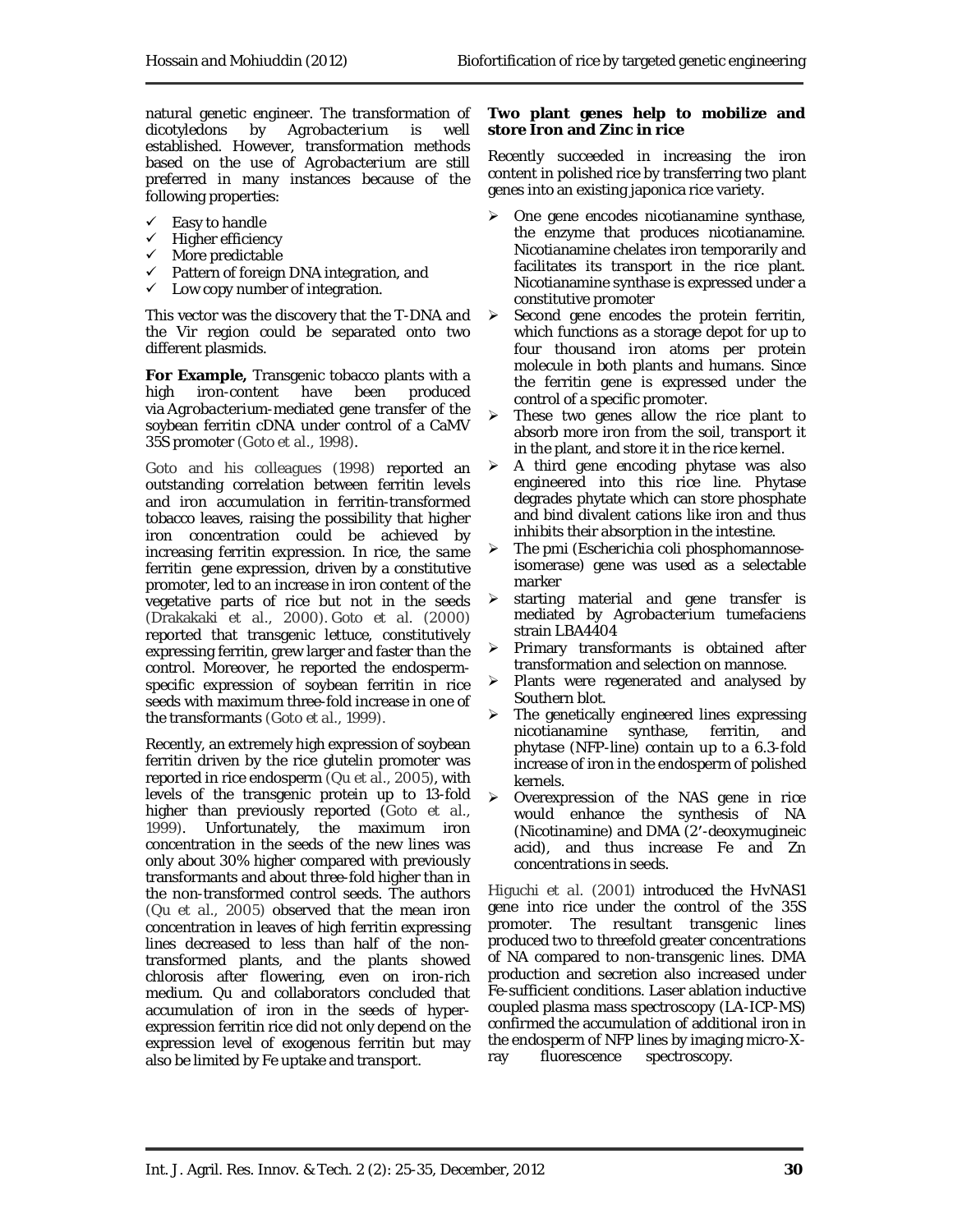natural genetic engineer. The transformation of dicotyledons by *Agrobacterium* is well established. However, transformation methods based on the use of *Agrobacterium* are still preferred in many instances because of the following properties:

- Easy to handle
- Higher efficiency
- More predictable
- Pattern of foreign DNA integration, and
- Low copy number of integration.

This vector was the discovery that the T-DNA and the Vir region could be separated onto two different plasmids.

**For Example,** Transgenic tobacco plants with a high iron-content have been produced via *Agrobacterium*-mediated gene transfer of the soybean ferritin cDNA under control of a CaMV 35S promoter (Goto et al., 1998).

Goto and his colleagues (1998) reported an outstanding correlation between ferritin levels and iron accumulation in ferritin-transformed tobacco leaves, raising the possibility that higher iron concentration could be achieved by increasing ferritin expression. In rice, the same ferritin gene expression, driven by a constitutive promoter, led to an increase in iron content of the vegetative parts of rice but not in the seeds (Drakakaki et al., 2000). Goto et al. (2000) reported that transgenic lettuce, constitutively expressing ferritin, grew larger and faster than the control. Moreover, he reported the endosperm-specific expression of soybean ferritin in rice seeds with maximum three-fold increase in one of the transformants (Goto et al., 1999).

Recently, an extremely high expression of soybean ferritin driven by the rice glutelin promoter was reported in rice endosperm (Qu et al., 2005), with levels of the transgenic protein up to 13-fold higher than previously reported (Goto et al., 1999). Unfortunately, the maximum iron concentration in the seeds of the new lines was only about 30% higher compared with previously transformants and about three-fold higher than in the non-transformed control seeds. The authors (Qu et al., 2005) observed that the mean iron concentration in leaves of high ferritin expressing lines decreased to less than half of the non-transformed plants, and the plants showed chlorosis after flowering, even on iron-rich medium. Qu and collaborators concluded that accumulation of iron in the seeds of hyper-expression ferritin rice did not only depend on the expression level of exogenous ferritin but may also be limited by Fe uptake and transport.

**Two plant genes help to mobilize and store Iron and Zinc in rice**

Recently succeeded in increasing the iron content in polished rice by transferring two plant genes into an existing japonica rice variety.

- One gene encodes nicotianamine synthase, the enzyme that produces nicotianamine. Nicotianamine chelates iron temporarily and facilitates its transport in the rice plant. Nicotianamine synthase is expressed under a constitutive promoter
- Second gene encodes the protein ferritin, which functions as a storage depot for up to four thousand iron atoms per protein molecule in both plants and humans. Since the ferritin gene is expressed under the control of a specific promoter.
- These two genes allow the rice plant to absorb more iron from the soil, transport it in the plant, and store it in the rice kernel.
- A third gene encoding phytase was also engineered into this rice line. Phytase degrades phytate which can store phosphate and bind divalent cations like iron and thus inhibits their absorption in the intestine.
- The pmi (*Escherichia coli* phosphomannose-isomerase) gene was used as a selectable marker
- starting material and gene transfer is mediated by *Agrobacterium tumefaciens* strain LBA4404
- Primary transformants is obtained after transformation and selection on mannose.
- Plants were regenerated and analysed by Southern blot.
- The genetically engineered lines expressing nicotianamine synthase, ferritin, and phytase (NFP-line) contain up to a 6.3-fold increase of iron in the endosperm of polished kernels.
- Overexpression of the NAS gene in rice would enhance the synthesis of NA (Nicotinamine) and DMA (2′-deoxymugineic acid), and thus increase Fe and Zn concentrations in seeds.

Higuchi et al. (2001) introduced the HvNAS1 gene into rice under the control of the 35S promoter. The resultant transgenic lines produced two to threefold greater concentrations of NA compared to non-transgenic lines. DMA production and secretion also increased under Fe-sufficient conditions. Laser ablation inductive coupled plasma mass spectroscopy (LA-ICP-MS) confirmed the accumulation of additional iron in the endosperm of NFP lines by imaging micro-X-ray fluorescence spectroscopy.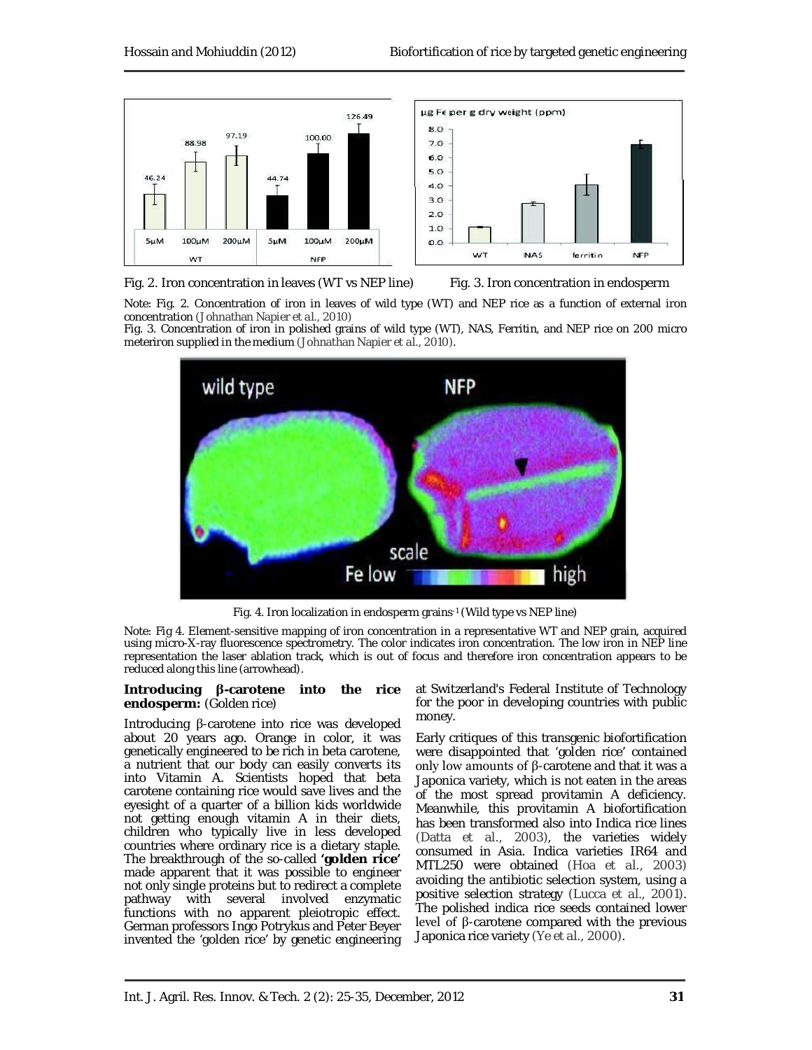Fig. 2. Iron concentration in leaves (WT vs NEP line)

Fig. 3. Iron concentration in endosperm

Note: Fig. 2. Concentration of iron in leaves of wild type (WT) and NEP rice as a function of external iron concentration (Johnathan Napier et al., 2010)

Fig. 3. Concentration of iron in polished grains of wild type (WT), NAS, Ferritin, and NEP rice on 200 micro meteriron supplied in the medium (Johnathan Napier et al., 2010).

Fig. 4. Iron localization in endosperm grains-1 (Wild type vs NEP line)

Note: Fig 4. Element-sensitive mapping of iron concentration in a representative WT and NEP grain, acquired using micro-X-ray fluorescence spectrometry. The color indicates iron concentration. The low iron in NEP line representation the laser ablation track, which is out of focus and therefore iron concentration appears to be reduced along this line (arrowhead).

**Introducing β-carotene into the rice endosperm:** (Golden rice)

Introducing β-carotene into rice was developed about 20 years ago. Orange in color, it was genetically engineered to be rich in beta carotene, a nutrient that our body can easily converts its into Vitamin A. Scientists hoped that beta carotene containing rice would save lives and the eyesight of a quarter of a billion kids worldwide not getting enough vitamin A in their diets, children who typically live in less developed countries where ordinary rice is a dietary staple. The breakthrough of the so-called **'golden rice'** made apparent that it was possible to engineer not only single proteins but to redirect a complete pathway with several involved enzymatic functions with no apparent pleiotropic effect. German professors Ingo Potrykus and Peter Beyer invented the 'golden rice' by genetic engineering at Switzerland's Federal Institute of Technology for the poor in developing countries with public money.

Early critiques of this transgenic biofortification were disappointed that 'golden rice' contained only low amounts of β-carotene and that it was a Japonica variety, which is not eaten in the areas of the most spread provitamin A deficiency. Meanwhile, this provitamin A biofortification has been transformed also into Indica rice lines (Datta et al., 2003), the varieties widely consumed in Asia. Indica varieties IR64 and MTL250 were obtained (Hoa et al., 2003) avoiding the antibiotic selection system, using a positive selection strategy (Lucca et al., 2001). The polished indica rice seeds contained lower level of β-carotene compared with the previous Japonica rice variety (Ye et al., 2000).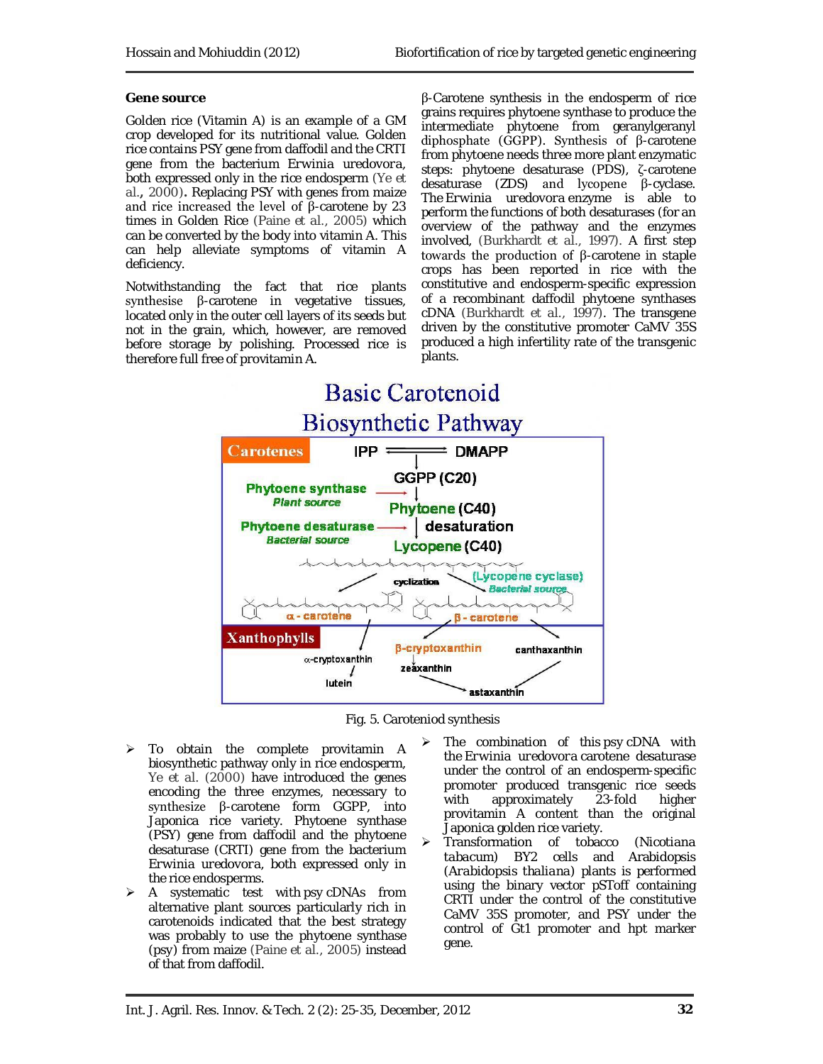### Gene source

Golden rice (Vitamin A) is an example of a GM crop developed for its nutritional value. Golden rice contains PSY gene from daffodil and the CRTI gene from the bacterium Erwinia uredovora, both expressed only in the rice endosperm (Ye et al., 2000). Replacing PSY with genes from maize and rice increased the level of β-carotene by 23 times in Golden Rice (Paine et al., 2005) which can be converted by the body into vitamin A. This can help alleviate symptoms of vitamin A deficiency.

Notwithstanding the fact that rice plants synthesise β-carotene in vegetative tissues, located only in the outer cell layers of its seeds but not in the grain, which, however, are removed before storage by polishing. Processed rice is therefore full free of provitamin A.

β-Carotene synthesis in the endosperm of rice grains requires phytoene synthase to produce the intermediate phytoene from geranylgeranyl diphosphate (GGPP). Synthesis of β-carotene from phytoene needs three more plant enzymatic steps: phytoene desaturase (PDS), ζ-carotene desaturase (ZDS) and lycopene β-cyclase. The Erwinia uredovora enzyme is able to perform the functions of both desaturases (for an overview of the pathway and the enzymes involved, (Burkhardt et al., 1997). A first step towards the production of β-carotene in staple crops has been reported in rice with the constitutive and endosperm-specific expression of a recombinant daffodil phytoene synthases cDNA (Burkhardt et al., 1997). The transgene driven by the constitutive promoter CaMV 35S produced a high infertility rate of the transgenic plants.

Fig. 5. Carotenoid synthesis

- To obtain the complete provitamin A biosynthetic pathway only in rice endosperm, Ye et al. (2000) have introduced the genes encoding the three enzymes, necessary to synthesize β-carotene form GGPP, into Japonica rice variety. Phytoene synthase (PSY) gene from daffodil and the phytoene desaturase (CRTI) gene from the bacterium Erwinia uredovora, both expressed only in the rice endosperms.
- A systematic test with psy cDNAs from alternative plant sources particularly rich in carotenoids indicated that the best strategy was probably to use the phytoene synthase (psy) from maize (Paine et al., 2005) instead of that from daffodil.
- The combination of this psy cDNA with the Erwinia uredovora carotene desaturase under the control of an endosperm-specific promoter produced transgenic rice seeds with approximately 23-fold higher provitamin A content than the original Japonica golden rice variety.
- Transformation of tobacco (Nicotiana tabacum) BY2 cells and Arabidopsis (*Arabidopsis thaliana*) plants is performed using the binary vector pSToff containing CRTI under the control of the constitutive CaMV 35S promoter, and PSY under the control of Gt1 promoter and hpt marker gene.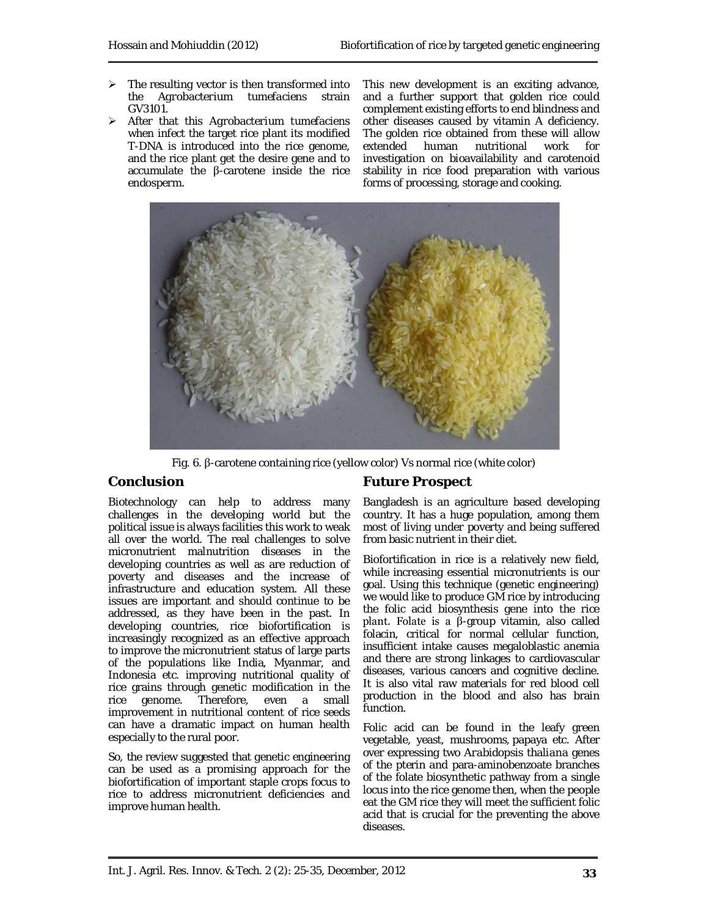- The resulting vector is then transformed into the Agrobacterium tumefaciens strain GV3101.
- After that this Agrobacterium tumefaciens when infect the target rice plant its modified T-DNA is introduced into the rice genome, and the rice plant get the desire gene and to accumulate the β-carotene inside the rice endosperm.

This new development is an exciting advance, and a further support that golden rice could complement existing efforts to end blindness and other diseases caused by vitamin A deficiency. The golden rice obtained from these will allow extended human nutritional work for investigation on bioavailability and carotenoid stability in rice food preparation with various forms of processing, storage and cooking.

Fig. 6. β-carotene containing rice (yellow color) Vs normal rice (white color)

## Conclusion

Biotechnology can help to address many challenges in the developing world but the political issue is always facilities this work to weak all over the world. The real challenges to solve micronutrient malnutrition diseases in the developing countries as well as are reduction of poverty and diseases and the increase of infrastructure and education system. All these issues are important and should continue to be addressed, as they have been in the past. In developing countries, rice biofortification is increasingly recognized as an effective approach to improve the micronutrient status of large parts of the populations like India, Myanmar, and Indonesia etc. improving nutritional quality of rice grains through genetic modification in the rice genome. Therefore, even a small improvement in nutritional content of rice seeds can have a dramatic impact on human health especially to the rural poor.

So, the review suggested that genetic engineering can be used as a promising approach for the biofortification of important staple crops focus to rice to address micronutrient deficiencies and improve human health.

## Future Prospect

Bangladesh is an agriculture based developing country. It has a huge population, among them most of living under poverty and being suffered from basic nutrient in their diet.

Biofortification in rice is a relatively new field, while increasing essential micronutrients is our goal. Using this technique (genetic engineering) we would like to produce GM rice by introducing the folic acid biosynthesis gene into the rice plant. Folate is a β-group vitamin, also called folacin, critical for normal cellular function, insufficient intake causes megaloblastic anemia and there are strong linkages to cardiovascular diseases, various cancers and cognitive decline. It is also vital raw materials for red blood cell production in the blood and also has brain function.

Folic acid can be found in the leafy green vegetable, yeast, mushrooms, papaya etc. After over expressing two *Arabidopsis thaliana* genes of the pterin and para-aminobenzoate branches of the folate biosynthetic pathway from a single locus into the rice genome then, when the people eat the GM rice they will meet the sufficient folic acid that is crucial for the preventing the above diseases.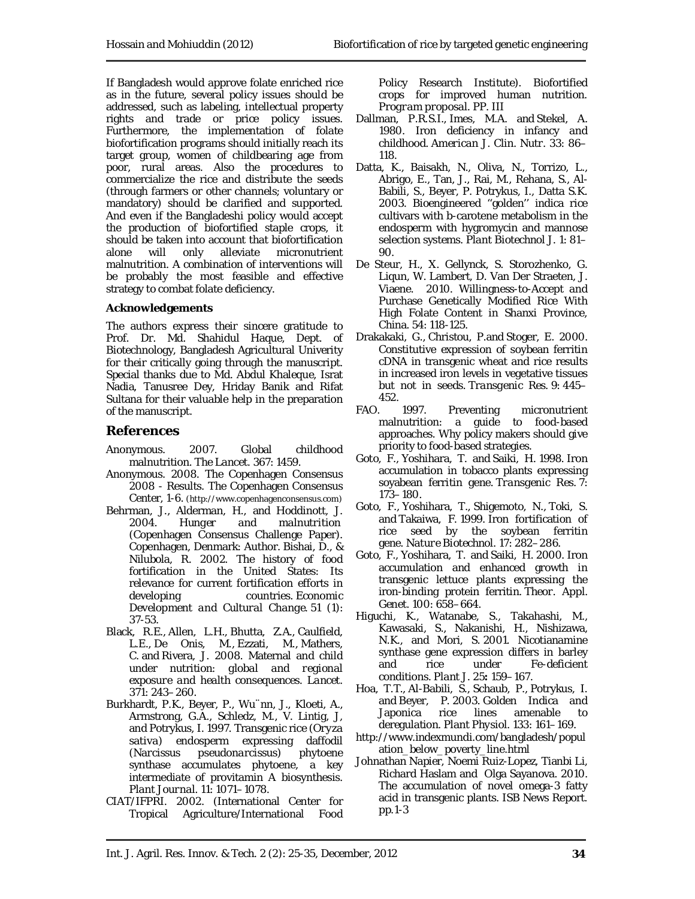If Bangladesh would approve folate enriched rice as in the future, several policy issues should be addressed, such as labeling, intellectual property rights and trade or price policy issues. Furthermore, the implementation of folate biofortification programs should initially reach its target group, women of childbearing age from poor, rural areas. Also the procedures to commercialize the rice and distribute the seeds (through farmers or other channels; voluntary or mandatory) should be clarified and supported. And even if the Bangladeshi policy would accept the production of biofortified staple crops, it should be taken into account that biofortification alone will only alleviate micronutrient malnutrition. A combination of interventions will be probably the most feasible and effective strategy to combat folate deficiency.

**Acknowledgements**

The authors express their sincere gratitude to Prof. Dr. Md. Shahidul Haque, Dept. of Biotechnology, Bangladesh Agricultural Univerity for their critically going through the manuscript. Special thanks due to Md. Abdul Khaleque, Israt Nadia, Tanusree Dey, Hriday Banik and Rifat Sultana for their valuable help in the preparation of the manuscript.

## References

Anonymous. 2007. Global childhood malnutrition. *The Lancet*. 367: 1459.

Anonymous. 2008. The Copenhagen Consensus 2008 - Results. The Copenhagen Consensus Center, 1-6. (http://www.copenhagenconsensus.com)

Behrman, J., Alderman, H., and Hoddinott, J. 2004. *Hunger and malnutrition* (Copenhagen Consensus Challenge Paper). Copenhagen, Denmark: Author. Bishai, D., & Nilubola, R. 2002. The history of food fortification in the United States: Its relevance for current fortification efforts in developing countries. *Economic Development and Cultural Change*. 51 (1): 37-53.

Black, R.E., Allen, L.H., Bhutta, Z.A., Caulfield, L.E., De Onis, M., Ezzati, M., Mathers, C. and Rivera, J. 2008. Maternal and child under nutrition: global and regional exposure and health consequences. *Lancet*. 371: 243–260.

Burkhardt, P.K., Beyer, P., Wu¨nn, J., Kloeti, A., Armstrong, G.A., Schledz, M., V. Lintig, J, and Potrykus, I. 1997. Transgenic rice (*Oryza sativa*) endosperm expressing daffodil (*Narcissus pseudonarcissus*) phytoene synthase accumulates phytoene, a key intermediate of provitamin A biosynthesis. *Plant Journal*. 11: 1071–1078.

CIAT/IFPRI. 2002. (International Center for Tropical Agriculture/International Food Policy Research Institute). Biofortified crops for improved human nutrition. *Program proposal*. PP. III

Dallman, P.R.S.I., Imes, M.A. and Stekel, A. 1980. Iron deficiency in infancy and childhood. *American J. Clin. Nutr*. 33: 86–118.

Datta, K., Baisakh, N., Oliva, N., Torrizo, L., Abrigo, E., Tan, J., Rai, M., Rehana, S., Al-Babili, S., Beyer, P. Potrykus, I., Datta S.K. 2003. Bioengineered ''golden'' indica rice cultivars with b-carotene metabolism in the endosperm with hygromycin and mannose selection systems. *Plant Biotechnol J*. 1: 81–90.

De Steur, H., X. Gellynck, S. Storozhenko, G. Liqun, W. Lambert, D. Van Der Straeten, J. Viaene. 2010. Willingness-to-Accept and Purchase Genetically Modified Rice With High Folate Content in Shanxi Province, China. 54: 118-125.

Drakakaki, G., Christou, P.and Stoger, E. 2000. Constitutive expression of soybean ferritin cDNA in transgenic wheat and rice results in increased iron levels in vegetative tissues but not in seeds. *Transgenic Res*. 9: 445–452.

FAO. 1997. Preventing micronutrient malnutrition: a guide to food-based approaches. Why policy makers should give priority to food-based strategies.

Goto, F., Yoshihara, T. and Saiki, H. 1998. Iron accumulation in tobacco plants expressing soyabean ferritin gene. *Transgenic Res*. 7: 173–180.

Goto, F., Yoshihara, T., Shigemoto, N., Toki, S. and Takaiwa, F. 1999. Iron fortification of rice seed by the soybean ferritin gene. *Nature Biotechnol*. 17: 282–286.

Goto, F., Yoshihara, T. and Saiki, H. 2000. Iron accumulation and enhanced growth in transgenic lettuce plants expressing the iron-binding protein ferritin. *Theor. Appl. Genet*. 100: 658–664.

Higuchi, K., Watanabe, S., Takahashi, M., Kawasaki, S., Nakanishi, H., Nishizawa, N.K., and Mori, S. 2001. Nicotianamine synthase gene expression differs in barley and rice under Fe-deficient conditions. *Plant J*. 25**:** 159–167.

Hoa, T.T., Al-Babili, S., Schaub, P., Potrykus, I. and Beyer, P. 2003. Golden Indica and Japonica rice lines amenable to deregulation. *Plant Physiol*. 133: 161–169.

http://www.indexmundi.com/bangladesh/population_below_poverty_line.html

Johnathan Napier, Noemi Ruiz-Lopez, Tianbi Li, Richard Haslam and Olga Sayanova. 2010. The accumulation of novel omega-3 fatty acid in transgenic plants. ISB News Report. pp.1-3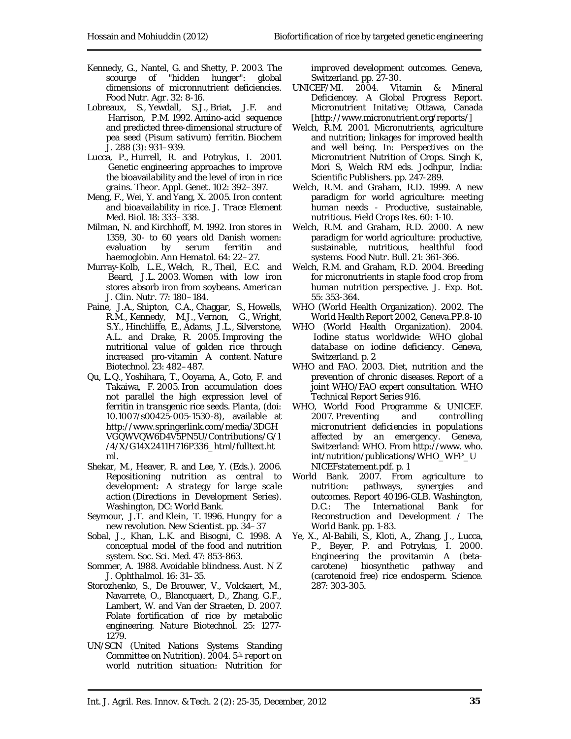Kennedy, G., Nantel, G. and Shetty, P. 2003. The scourge of "hidden hunger": global dimensions of micronnutrient deficiencies. Food Nutr. Agr. 32: 8-16.

Lobreaux, S., Yewdall, S.J., Briat, J.F. and Harrison, P.M. 1992. Amino-acid sequence and predicted three-dimensional structure of pea seed (*Pisum sativum*) ferritin. Biochem J. 288 (3): 931–939.

Lucca, P., Hurrell, R. and Potrykus, I. 2001. Genetic engineering approaches to improve the bioavailability and the level of iron in rice grains. *Theor. Appl. Genet.* 102: 392–397.

Meng, F., Wei, Y. and Yang, X. 2005. Iron content and bioavailability in rice. *J. Trace Element Med. Biol.* 18: 333–338.

Milman, N. and Kirchhoff, M. 1992. Iron stores in 1359, 30- to 60 years old Danish women: evaluation by serum ferritin and haemoglobin. *Ann Hematol.* 64: 22–27.

Murray-Kolb, L.E., Welch, R., Theil, E.C. and Beard, J.L. 2003. Women with low iron stores absorb iron from soybeans. *American J. Clin. Nutr.* 77: 180–184.

Paine, J.A., Shipton, C.A., Chaggar, S., Howells, R.M., Kennedy, M.J., Vernon, G., Wright, S.Y., Hinchliffe, E., Adams, J.L., Silverstone, A.L. and Drake, R. 2005. Improving the nutritional value of golden rice through increased pro-vitamin A content. *Nature Biotechnol.* 23: 482–487.

Qu, L.Q., Yoshihara, T., Ooyama, A., Goto, F. and Takaiwa, F. 2005. Iron accumulation does not parallel the high expression level of ferritin in transgenic rice seeds. *Planta*, (doi: 10.1007/s00425-005-1530-8), available at http://www.springerlink.com/media/3DGHVGQWVQW6D4V5PN5U/Contributions/G/1/4/X/G14X2411H716P336_html/fulltext.html.

Shekar, M., Heaver, R. and Lee, Y. (Eds.). 2006. *Repositioning nutrition as central to development: A strategy for large scale action* (Directions in Development Series). Washington, DC: World Bank.

Seymour, J.T. and Klein, T. 1996. Hungry for a new revolution. New Scientist. pp. 34–37

Sobal, J., Khan, L.K. and Bisogni, C. 1998. A conceptual model of the food and nutrition system. Soc. Sci. Med. 47: 853-863.

Sommer, A. 1988. Avoidable blindness. Aust. N Z J. Ophthalmol. 16: 31–35.

Storozhenko, S., De Brouwer, V., Volckaert, M., Navarrete, O., Blancquaert, D., Zhang, G.F., Lambert, W. and Van der Straeten, D. 2007. Folate fortification of rice by metabolic engineering. *Nature Biotechnol.* 25: 1277-1279.

UN/SCN (United Nations Systems Standing Committee on Nutrition). 2004. 5th report on world nutrition situation: Nutrition for improved development outcomes. Geneva, Switzerland. pp. 27-30.

UNICEF/MI. 2004. Vitamin & Mineral Deficiencey. A Global Progress Report. Micronutrient Initative; Ottawa, Canada [http://www.micronutrient.org/reports/]

Welch, R.M. 2001. Micronutrients, agriculture and nutrition; linkages for improved health and well being. In: Perspectives on the Micronutrient Nutrition of Crops. Singh K, Mori S, Welch RM eds. Jodhpur, India: Scientific Publishers. pp. 247-289.

Welch, R.M. and Graham, R.D. 1999. A new paradigm for world agriculture: meeting human needs - Productive, sustainable, nutritious. *Field Crops Res.* 60: 1-10.

Welch, R.M. and Graham, R.D. 2000. A new paradigm for world agriculture: productive, sustainable, nutritious, healthful food systems. Food Nutr. Bull. 21: 361-366.

Welch, R.M. and Graham, R.D. 2004. Breeding for micronutrients in staple food crop from human nutrition perspective. J. Exp. Bot. 55: 353-364.

WHO (World Health Organization). 2002. The World Health Report 2002, Geneva.PP.8-10

WHO (World Health Organization). 2004. *Iodine status worldwide: WHO global database on iodine deficiency*. Geneva, Switzerland. p. 2

WHO and FAO. 2003. Diet, nutrition and the prevention of chronic diseases. Report of a joint WHO/FAO expert consultation. WHO Technical Report Series 916.

WHO, World Food Programme & UNICEF. 2007. *Preventing and controlling micronutrient deficiencies in populations affected by an emergency*. Geneva, Switzerland: WHO. From http://www.who.int/nutrition/publications/WHO_WFP_UNICEFstatement.pdf. p. 1

World Bank. 2007. From agriculture to nutrition: pathways, synergies and outcomes. Report 40196-GLB. Washington, D.C.: The International Bank for Reconstruction and Development / The World Bank. pp. 1-83.

Ye, X., Al-Babili, S., Kloti, A., Zhang, J., Lucca, P., Beyer, P. and Potrykus, I. 2000. Engineering the provitamin A (beta-carotene) biosynthetic pathway and (carotenoid free) rice endosperm. Science. 287: 303-305.